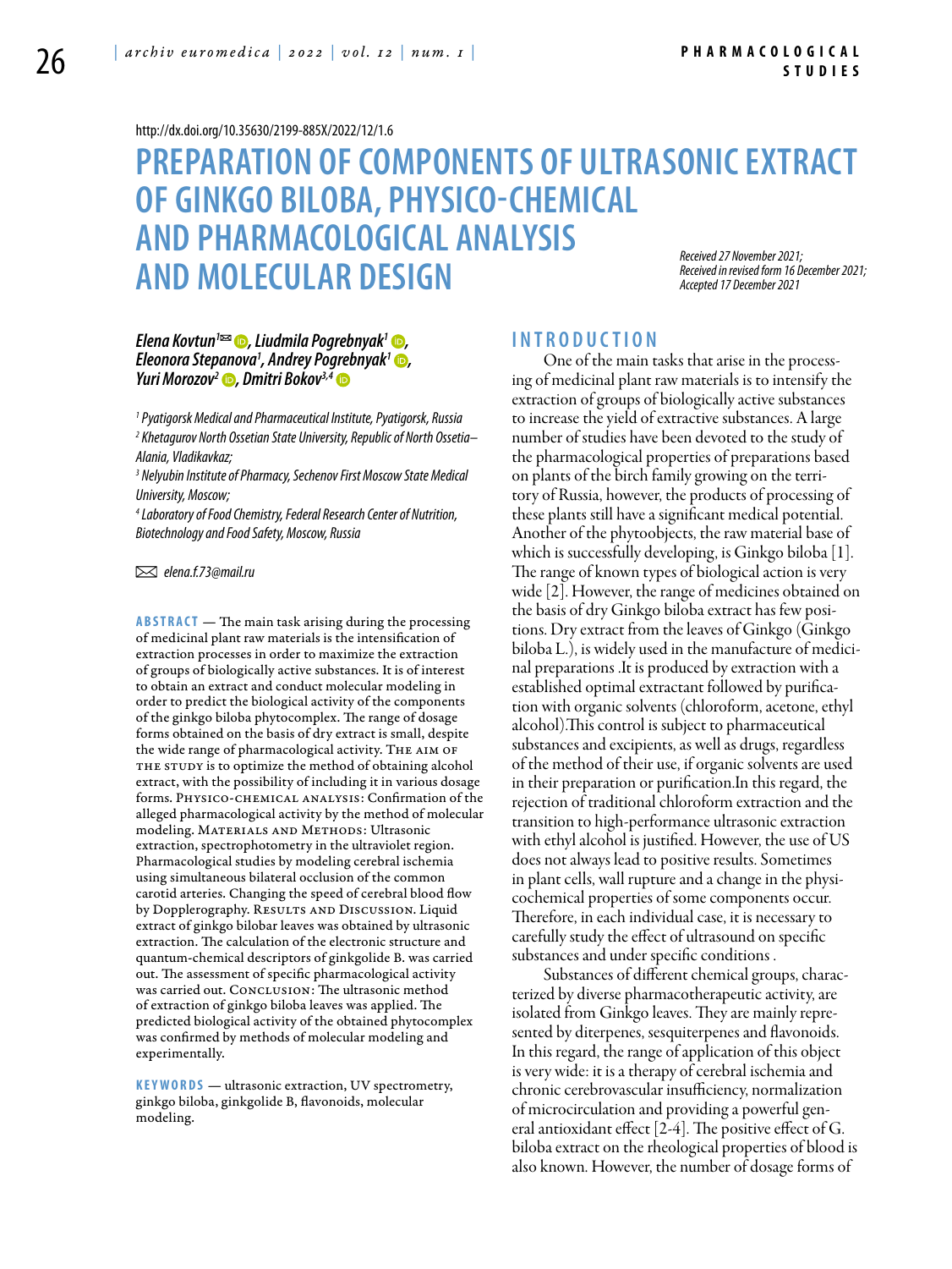http://dx.doi.org/10.35630/2199-885X/2022/12/1.6

# PREPARATION OF COMPONENTS OF ULTRASONIC EXTRACT OF GINKGO BILOBA, PHYSICO-CHEMICAL AND PHARMACOLOGICAL ANALYSIS AND MOLECULAR DESIGN

*Received 27 November 2021; Received in revised form 16 December 2021; Accepted 17 December 2021*

***Elena Kovtun[1], Liudmila Pogrebnyak[1], Eleonora Stepanova[1], Andrey Pogrebnyak[1], Yuri Morozov[2], Dmitri Bokov[3,4]***

*[1] Pyatigorsk Medical and Pharmaceutical Institute, Pyatigorsk, Russia*
*[2] Khetagurov North Ossetian State University, Republic of North Ossetia–Alania, Vladikavkaz;*
*[3] Nelyubin Institute of Pharmacy, Sechenov First Moscow State Medical University, Moscow;*
*[4] Laboratory of Food Chemistry, Federal Research Center of Nutrition, Biotechnology and Food Safety, Moscow, Russia*

*elena.f.73@mail.ru*

**ABSTRACT** — The main task arising during the processing of medicinal plant raw materials is the intensification of extraction processes in order to maximize the extraction of groups of biologically active substances. It is of interest to obtain an extract and conduct molecular modeling in order to predict the biological activity of the components of the ginkgo biloba phytocomplex. The range of dosage forms obtained on the basis of dry extract is small, despite the wide range of pharmacological activity. The aim of the study is to optimize the method of obtaining alcohol extract, with the possibility of including it in various dosage forms. Physico-chemical analysis: Confirmation of the alleged pharmacological activity by the method of molecular modeling. Materials and Methods: Ultrasonic extraction, spectrophotometry in the ultraviolet region. Pharmacological studies by modeling cerebral ischemia using simultaneous bilateral occlusion of the common carotid arteries. Changing the speed of cerebral blood flow by Dopplerography. Results and Discussion. Liquid extract of ginkgo bilobar leaves was obtained by ultrasonic extraction. The calculation of the electronic structure and quantum-chemical descriptors of ginkgolide B. was carried out. The assessment of specific pharmacological activity was carried out. Conclusion: The ultrasonic method of extraction of ginkgo biloba leaves was applied. The predicted biological activity of the obtained phytocomplex was confirmed by methods of molecular modeling and experimentally.

**KEYWORDS** — ultrasonic extraction, UV spectrometry, ginkgo biloba, ginkgolide B, flavonoids, molecular modeling.

## INTRODUCTION

One of the main tasks that arise in the processing of medicinal plant raw materials is to intensify the extraction of groups of biologically active substances to increase the yield of extractive substances. A large number of studies have been devoted to the study of the pharmacological properties of preparations based on plants of the birch family growing on the territory of Russia, however, the products of processing of these plants still have a significant medical potential. Another of the phytoobjects, the raw material base of which is successfully developing, is Ginkgo biloba [1]. The range of known types of biological action is very wide [2]. However, the range of medicines obtained on the basis of dry Ginkgo biloba extract has few positions. Dry extract from the leaves of Ginkgo (Ginkgo biloba L.), is widely used in the manufacture of medicinal preparations .It is produced by extraction with a established optimal extractant followed by purification with organic solvents (chloroform, acetone, ethyl alcohol).This control is subject to pharmaceutical substances and excipients, as well as drugs, regardless of the method of their use, if organic solvents are used in their preparation or purification.In this regard, the rejection of traditional chloroform extraction and the transition to high-performance ultrasonic extraction with ethyl alcohol is justified. However, the use of US does not always lead to positive results. Sometimes in plant cells, wall rupture and a change in the physicochemical properties of some components occur. Therefore, in each individual case, it is necessary to carefully study the effect of ultrasound on specific substances and under specific conditions .

Substances of different chemical groups, characterized by diverse pharmacotherapeutic activity, are isolated from Ginkgo leaves. They are mainly represented by diterpenes, sesquiterpenes and flavonoids. In this regard, the range of application of this object is very wide: it is a therapy of cerebral ischemia and chronic cerebrovascular insufficiency, normalization of microcirculation and providing a powerful general antioxidant effect [2-4]. The positive effect of G. biloba extract on the rheological properties of blood is also known. However, the number of dosage forms of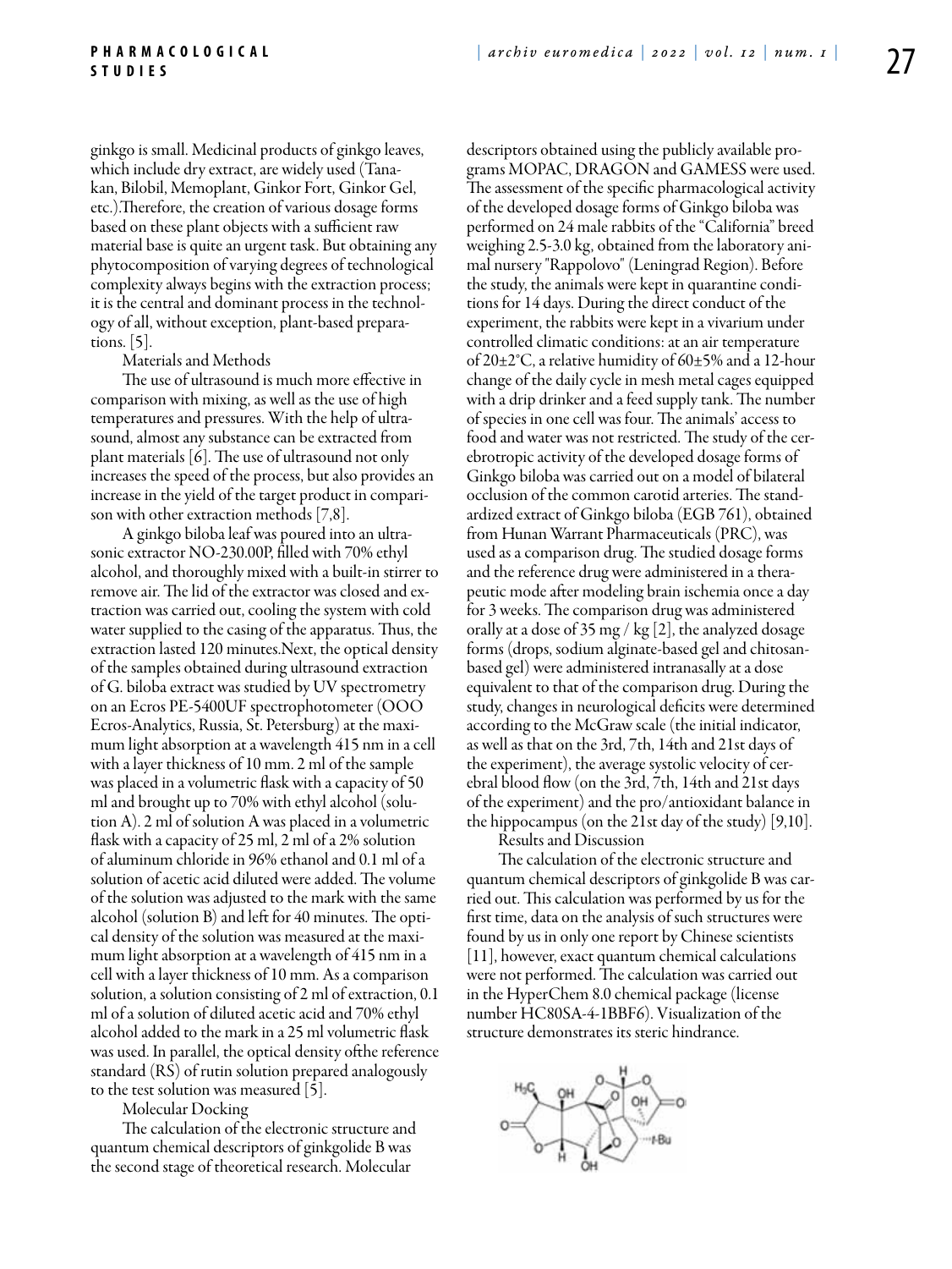ginkgo is small. Medicinal products of ginkgo leaves, which include dry extract, are widely used (Tanakan, Bilobil, Memoplant, Ginkor Fort, Ginkor Gel, etc.).Therefore, the creation of various dosage forms based on these plant objects with a sufficient raw material base is quite an urgent task. But obtaining any phytocomposition of varying degrees of technological complexity always begins with the extraction process; it is the central and dominant process in the technology of all, without exception, plant-based preparations. [5].

## Materials and Methods

The use of ultrasound is much more effective in comparison with mixing, as well as the use of high temperatures and pressures. With the help of ultrasound, almost any substance can be extracted from plant materials [6]. The use of ultrasound not only increases the speed of the process, but also provides an increase in the yield of the target product in comparison with other extraction methods [7,8].

A ginkgo biloba leaf was poured into an ultrasonic extractor NO-230.00P, filled with 70% ethyl alcohol, and thoroughly mixed with a built-in stirrer to remove air. The lid of the extractor was closed and extraction was carried out, cooling the system with cold water supplied to the casing of the apparatus. Thus, the extraction lasted 120 minutes.Next, the optical density of the samples obtained during ultrasound extraction of G. biloba extract was studied by UV spectrometry on an Ecros PE-5400UF spectrophotometer (OOO Ecros-Analytics, Russia, St. Petersburg) at the maximum light absorption at a wavelength 415 nm in a cell with a layer thickness of 10 mm. 2 ml of the sample was placed in a volumetric flask with a capacity of 50 ml and brought up to 70% with ethyl alcohol (solution A). 2 ml of solution A was placed in a volumetric flask with a capacity of 25 ml, 2 ml of a 2% solution of aluminum chloride in 96% ethanol and 0.1 ml of a solution of acetic acid diluted were added. The volume of the solution was adjusted to the mark with the same alcohol (solution B) and left for 40 minutes. The optical density of the solution was measured at the maximum light absorption at a wavelength of 415 nm in a cell with a layer thickness of 10 mm. As a comparison solution, a solution consisting of 2 ml of extraction, 0.1 ml of a solution of diluted acetic acid and 70% ethyl alcohol added to the mark in a 25 ml volumetric flask was used. In parallel, the optical density ofthe reference standard (RS) of rutin solution prepared analogously to the test solution was measured [5].

## Molecular Docking

The calculation of the electronic structure and quantum chemical descriptors of ginkgolide B was the second stage of theoretical research. Molecular descriptors obtained using the publicly available programs MOPAC, DRAGON and GAMESS were used. The assessment of the specific pharmacological activity of the developed dosage forms of Ginkgo biloba was performed on 24 male rabbits of the "California" breed weighing 2.5-3.0 kg, obtained from the laboratory animal nursery "Rappolovo" (Leningrad Region). Before the study, the animals were kept in quarantine conditions for 14 days. During the direct conduct of the experiment, the rabbits were kept in a vivarium under controlled climatic conditions: at an air temperature of 20±2°C, a relative humidity of 60±5% and a 12-hour change of the daily cycle in mesh metal cages equipped with a drip drinker and a feed supply tank. The number of species in one cell was four. The animals' access to food and water was not restricted. The study of the cerebrotropic activity of the developed dosage forms of Ginkgo biloba was carried out on a model of bilateral occlusion of the common carotid arteries. The standardized extract of Ginkgo biloba (EGB 761), obtained from Hunan Warrant Pharmaceuticals (PRC), was used as a comparison drug. The studied dosage forms and the reference drug were administered in a therapeutic mode after modeling brain ischemia once a day for 3 weeks. The comparison drug was administered orally at a dose of 35 mg / kg [2], the analyzed dosage forms (drops, sodium alginate-based gel and chitosan-based gel) were administered intranasally at a dose equivalent to that of the comparison drug. During the study, changes in neurological deficits were determined according to the McGraw scale (the initial indicator, as well as that on the 3rd, 7th, 14th and 21st days of the experiment), the average systolic velocity of cerebral blood flow (on the 3rd, 7th, 14th and 21st days of the experiment) and the pro/antioxidant balance in the hippocampus (on the 21st day of the study) [9,10].

## Results and Discussion

The calculation of the electronic structure and quantum chemical descriptors of ginkgolide B was carried out. This calculation was performed by us for the first time, data on the analysis of such structures were found by us in only one report by Chinese scientists [11], however, exact quantum chemical calculations were not performed. The calculation was carried out in the HyperChem 8.0 chemical package (license number HC80SA-4-1BBF6). Visualization of the structure demonstrates its steric hindrance.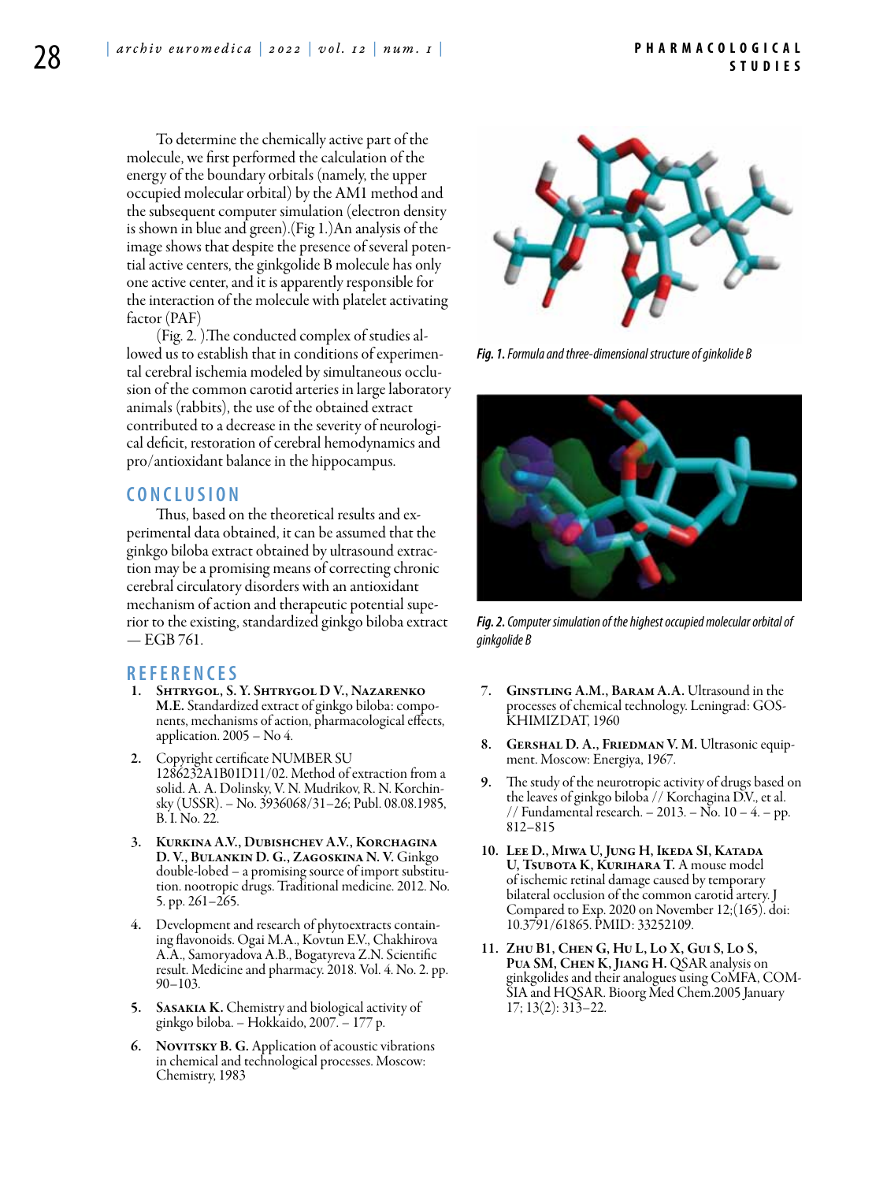To determine the chemically active part of the molecule, we first performed the calculation of the energy of the boundary orbitals (namely, the upper occupied molecular orbital) by the AM1 method and the subsequent computer simulation (electron density is shown in blue and green).(Fig 1.)An analysis of the image shows that despite the presence of several potential active centers, the ginkgolide B molecule has only one active center, and it is apparently responsible for the interaction of the molecule with platelet activating factor (PAF)

(Fig. 2. ).The conducted complex of studies allowed us to establish that in conditions of experimental cerebral ischemia modeled by simultaneous occlusion of the common carotid arteries in large laboratory animals (rabbits), the use of the obtained extract contributed to a decrease in the severity of neurological deficit, restoration of cerebral hemodynamics and pro/antioxidant balance in the hippocampus.

*Fig. 1. Formula and three-dimensional structure of ginkolide B*

*Fig. 2. Computer simulation of the highest occupied molecular orbital of ginkgolide B*

## CONCLUSION

Thus, based on the theoretical results and experimental data obtained, it can be assumed that the ginkgo biloba extract obtained by ultrasound extraction may be a promising means of correcting chronic cerebral circulatory disorders with an antioxidant mechanism of action and therapeutic potential superior to the existing, standardized ginkgo biloba extract — EGB 761.

## REFERENCES

1. **Shtrygol, S. Y. Shtrygol D V., Nazarenko M.E.** Standardized extract of ginkgo biloba: components, mechanisms of action, pharmacological effects, application. 2005 – No 4.
2. Copyright certificate NUMBER SU 1286232A1B01D11/02. Method of extraction from a solid. A. A. Dolinsky, V. N. Mudrikov, R. N. Korchinsky (USSR). – No. 3936068/31–26; Publ. 08.08.1985, B. I. No. 22.
3. **Kurkina A.V., Dubishchev A.V., Korchagina D. V., Bulankin D. G., Zagoskina N. V.** Ginkgo double-lobed – a promising source of import substitution. nootropic drugs. Traditional medicine. 2012. No. 5. pp. 261–265.
4. Development and research of phytoextracts containing flavonoids. Ogai M.A., Kovtun E.V., Chakhirova A.A., Samoryadova A.B., Bogatyreva Z.N. Scientific result. Medicine and pharmacy. 2018. Vol. 4. No. 2. pp. 90–103.
5. **Sasakia K.** Chemistry and biological activity of ginkgo biloba. – Hokkaido, 2007. – 177 p.
6. **Novitsky B. G.** Application of acoustic vibrations in chemical and technological processes. Moscow: Chemistry, 1983
7. **Ginstling A.M., Baram A.A.** Ultrasound in the processes of chemical technology. Leningrad: GOSKHIMIZDAT, 1960
8. **Gershal D. A., Friedman V. M.** Ultrasonic equipment. Moscow: Energiya, 1967.
9. The study of the neurotropic activity of drugs based on the leaves of ginkgo biloba // Korchagina D.V., et al. // Fundamental research. – 2013. – No. 10 – 4. – pp. 812–815
10. **Lee D., Miwa U, Jung H, Ikeda SI, Katada U, Tsubota K, Kurihara T.** A mouse model of ischemic retinal damage caused by temporary bilateral occlusion of the common carotid artery. J Compared to Exp. 2020 on November 12;(165). doi: 10.3791/61865. PMID: 33252109.
11. **Zhu B1, Chen G, Hu L, Lo X, Gui S, Lo S, Pua SM, Chen K, Jiang H.** QSAR analysis on ginkgolides and their analogues using CoMFA, COMSIA and HQSAR. Bioorg Med Chem.2005 January 17; 13(2): 313–22.